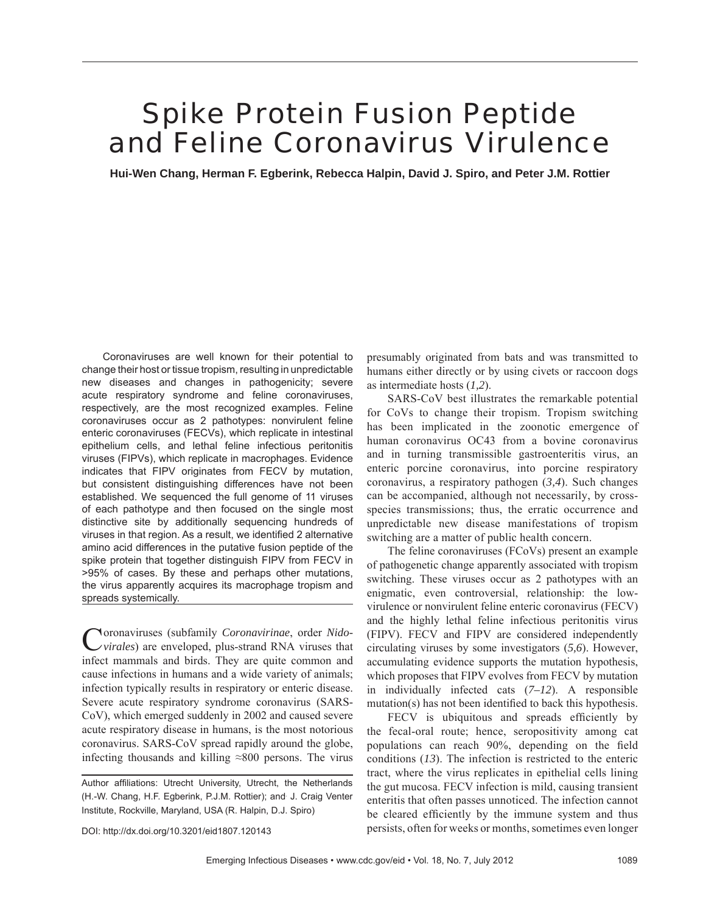# Spike Protein Fusion Peptide and Feline Coronavirus Virulence

**Hui-Wen Chang, Herman F. Egberink, Rebecca Halpin, David J. Spiro, and Peter J.M. Rottier**

Coronaviruses are well known for their potential to change their host or tissue tropism, resulting in unpredictable new diseases and changes in pathogenicity; severe acute respiratory syndrome and feline coronaviruses, respectively, are the most recognized examples. Feline coronaviruses occur as 2 pathotypes: nonvirulent feline enteric coronaviruses (FECVs), which replicate in intestinal epithelium cells, and lethal feline infectious peritonitis viruses (FIPVs), which replicate in macrophages. Evidence indicates that FIPV originates from FECV by mutation, but consistent distinguishing differences have not been established. We sequenced the full genome of 11 viruses of each pathotype and then focused on the single most distinctive site by additionally sequencing hundreds of viruses in that region. As a result, we identified 2 alternative amino acid differences in the putative fusion peptide of the spike protein that together distinguish FIPV from FECV in >95% of cases. By these and perhaps other mutations, the virus apparently acquires its macrophage tropism and spreads systemically.

Coronaviruses (subfamily *Coronavirinae*, order *Nidovirales*) are enveloped, plus-strand RNA viruses that infect mammals and birds. They are quite common and cause infections in humans and a wide variety of animals; infection typically results in respiratory or enteric disease. Severe acute respiratory syndrome coronavirus (SARS-CoV), which emerged suddenly in 2002 and caused severe acute respiratory disease in humans, is the most notorious coronavirus. SARS-CoV spread rapidly around the globe, infecting thousands and killing ≈800 persons. The virus presumably originated from bats and was transmitted to humans either directly or by using civets or raccoon dogs as intermediate hosts (*1,2*).

SARS-CoV best illustrates the remarkable potential for CoVs to change their tropism. Tropism switching has been implicated in the zoonotic emergence of human coronavirus OC43 from a bovine coronavirus and in turning transmissible gastroenteritis virus, an enteric porcine coronavirus, into porcine respiratory coronavirus, a respiratory pathogen (*3,4*). Such changes can be accompanied, although not necessarily, by cross-species transmissions; thus, the erratic occurrence and unpredictable new disease manifestations of tropism switching are a matter of public health concern.

The feline coronaviruses (FCoVs) present an example of pathogenetic change apparently associated with tropism switching. These viruses occur as 2 pathotypes with an enigmatic, even controversial, relationship: the low-virulence or nonvirulent feline enteric coronavirus (FECV) and the highly lethal feline infectious peritonitis virus (FIPV). FECV and FIPV are considered independently circulating viruses by some investigators (*5,6*). However, accumulating evidence supports the mutation hypothesis, which proposes that FIPV evolves from FECV by mutation in individually infected cats (*7–12*). A responsible mutation(s) has not been identified to back this hypothesis.

FECV is ubiquitous and spreads efficiently by the fecal-oral route; hence, seropositivity among cat populations can reach 90%, depending on the field conditions (*13*). The infection is restricted to the enteric tract, where the virus replicates in epithelial cells lining the gut mucosa. FECV infection is mild, causing transient enteritis that often passes unnoticed. The infection cannot be cleared efficiently by the immune system and thus persists, often for weeks or months, sometimes even longer

Author affiliations: Utrecht University, Utrecht, the Netherlands (H.-W. Chang, H.F. Egberink, P.J.M. Rottier); and J. Craig Venter Institute, Rockville, Maryland, USA (R. Halpin, D.J. Spiro)

DOI: http://dx.doi.org/10.3201/eid1807.120143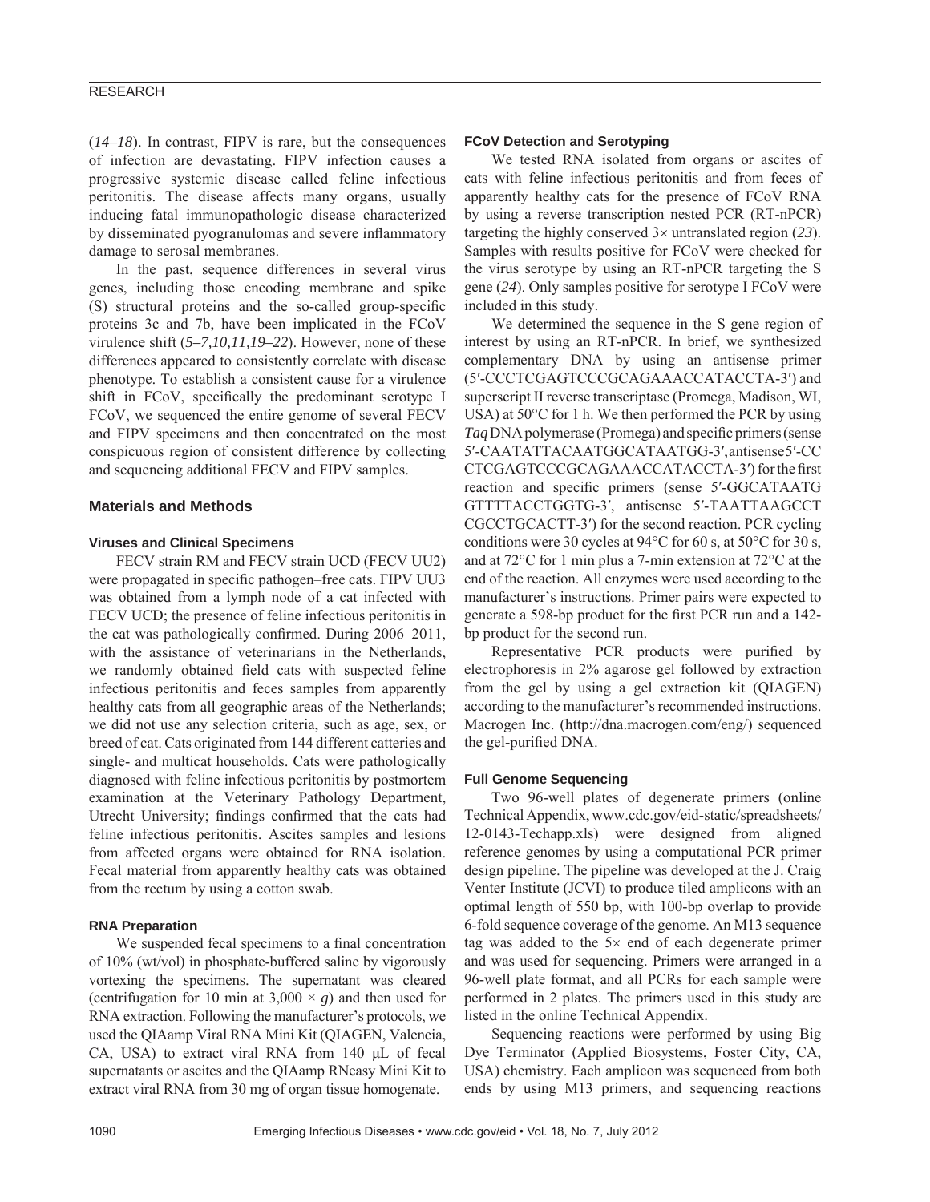(*14–18*). In contrast, FIPV is rare, but the consequences of infection are devastating. FIPV infection causes a progressive systemic disease called feline infectious peritonitis. The disease affects many organs, usually inducing fatal immunopathologic disease characterized by disseminated pyogranulomas and severe inflammatory damage to serosal membranes.

In the past, sequence differences in several virus genes, including those encoding membrane and spike (S) structural proteins and the so-called group-specific proteins 3c and 7b, have been implicated in the FCoV virulence shift (*5–7,10,11,19–22*). However, none of these differences appeared to consistently correlate with disease phenotype. To establish a consistent cause for a virulence shift in FCoV, specifically the predominant serotype I FCoV, we sequenced the entire genome of several FECV and FIPV specimens and then concentrated on the most conspicuous region of consistent difference by collecting and sequencing additional FECV and FIPV samples.

## Materials and Methods

### Viruses and Clinical Specimens

FECV strain RM and FECV strain UCD (FECV UU2) were propagated in specific pathogen–free cats. FIPV UU3 was obtained from a lymph node of a cat infected with FECV UCD; the presence of feline infectious peritonitis in the cat was pathologically confirmed. During 2006–2011, with the assistance of veterinarians in the Netherlands, we randomly obtained field cats with suspected feline infectious peritonitis and feces samples from apparently healthy cats from all geographic areas of the Netherlands; we did not use any selection criteria, such as age, sex, or breed of cat. Cats originated from 144 different catteries and single- and multicat households. Cats were pathologically diagnosed with feline infectious peritonitis by postmortem examination at the Veterinary Pathology Department, Utrecht University; findings confirmed that the cats had feline infectious peritonitis. Ascites samples and lesions from affected organs were obtained for RNA isolation. Fecal material from apparently healthy cats was obtained from the rectum by using a cotton swab.

### RNA Preparation

We suspended fecal specimens to a final concentration of 10% (wt/vol) in phosphate-buffered saline by vigorously vortexing the specimens. The supernatant was cleared (centrifugation for 10 min at $3,000 \times g$) and then used for RNA extraction. Following the manufacturer's protocols, we used the QIAamp Viral RNA Mini Kit (QIAGEN, Valencia, CA, USA) to extract viral RNA from 140 μL of fecal supernatants or ascites and the QIAamp RNeasy Mini Kit to extract viral RNA from 30 mg of organ tissue homogenate.

### FCoV Detection and Serotyping

We tested RNA isolated from organs or ascites of cats with feline infectious peritonitis and from feces of apparently healthy cats for the presence of FCoV RNA by using a reverse transcription nested PCR (RT-nPCR) targeting the highly conserved 3× untranslated region (*23*). Samples with results positive for FCoV were checked for the virus serotype by using an RT-nPCR targeting the S gene (*24*). Only samples positive for serotype I FCoV were included in this study.

We determined the sequence in the S gene region of interest by using an RT-nPCR. In brief, we synthesized complementary DNA by using an antisense primer (5′-CCCTCGAGTCCCGCAGAAACCATACCTA-3′) and superscript II reverse transcriptase (Promega, Madison, WI, USA) at 50°C for 1 h. We then performed the PCR by using *Taq* DNA polymerase (Promega) and specific primers (sense 5′-CAATATTACAATGGCATAATGG-3′, antisense 5′-CCCTCGAGTCCCGCAGAAACCATACCTA-3′) for the first reaction and specific primers (sense 5′-GGCATAATGGTTTTACCTGGTG-3′, antisense 5′-TAATTAAGCCTCGCCTGCACTT-3′) for the second reaction. PCR cycling conditions were 30 cycles at 94°C for 60 s, at 50°C for 30 s, and at 72°C for 1 min plus a 7-min extension at 72°C at the end of the reaction. All enzymes were used according to the manufacturer's instructions. Primer pairs were expected to generate a 598-bp product for the first PCR run and a 142-bp product for the second run.

Representative PCR products were purified by electrophoresis in 2% agarose gel followed by extraction from the gel by using a gel extraction kit (QIAGEN) according to the manufacturer's recommended instructions. Macrogen Inc. (http://dna.macrogen.com/eng/) sequenced the gel-purified DNA.

### Full Genome Sequencing

Two 96-well plates of degenerate primers (online Technical Appendix, www.cdc.gov/eid-static/spreadsheets/12-0143-Techapp.xls) were designed from aligned reference genomes by using a computational PCR primer design pipeline. The pipeline was developed at the J. Craig Venter Institute (JCVI) to produce tiled amplicons with an optimal length of 550 bp, with 100-bp overlap to provide 6-fold sequence coverage of the genome. An M13 sequence tag was added to the 5× end of each degenerate primer and was used for sequencing. Primers were arranged in a 96-well plate format, and all PCRs for each sample were performed in 2 plates. The primers used in this study are listed in the online Technical Appendix.

Sequencing reactions were performed by using Big Dye Terminator (Applied Biosystems, Foster City, CA, USA) chemistry. Each amplicon was sequenced from both ends by using M13 primers, and sequencing reactions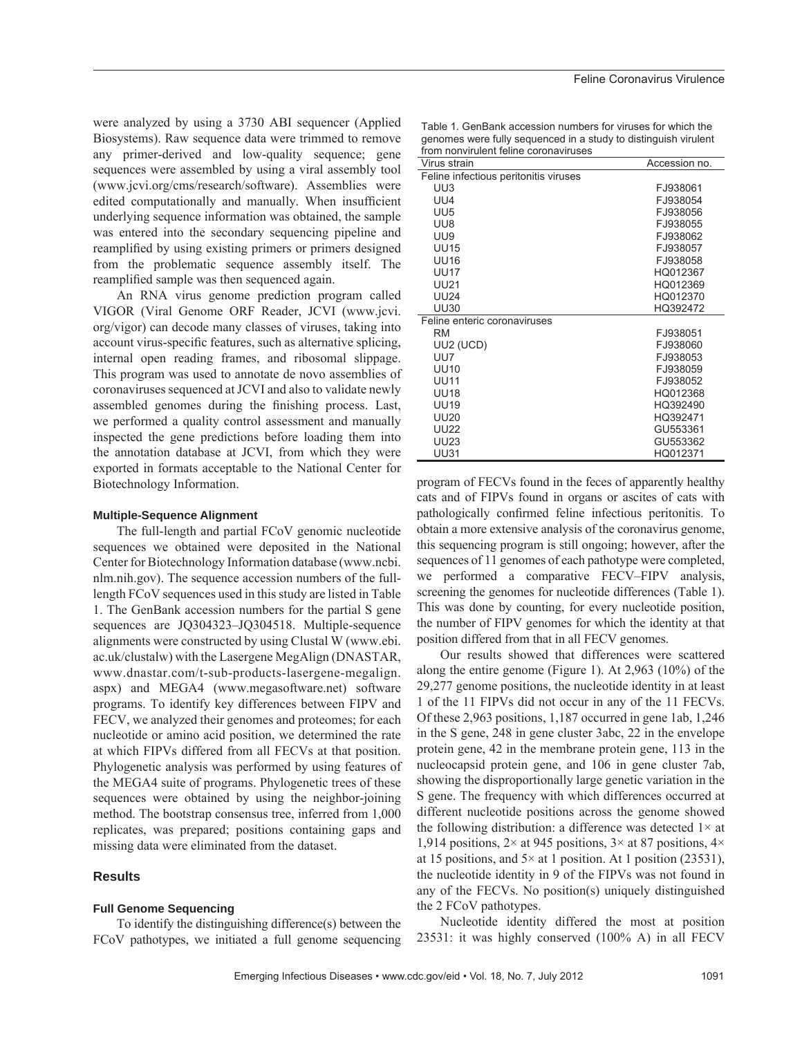were analyzed by using a 3730 ABI sequencer (Applied Biosystems). Raw sequence data were trimmed to remove any primer-derived and low-quality sequence; gene sequences were assembled by using a viral assembly tool (www.jcvi.org/cms/research/software). Assemblies were edited computationally and manually. When insufficient underlying sequence information was obtained, the sample was entered into the secondary sequencing pipeline and reamplified by using existing primers or primers designed from the problematic sequence assembly itself. The reamplified sample was then sequenced again.

An RNA virus genome prediction program called VIGOR (Viral Genome ORF Reader, JCVI (www.jcvi.org/vigor) can decode many classes of viruses, taking into account virus-specific features, such as alternative splicing, internal open reading frames, and ribosomal slippage. This program was used to annotate de novo assemblies of coronaviruses sequenced at JCVI and also to validate newly assembled genomes during the finishing process. Last, we performed a quality control assessment and manually inspected the gene predictions before loading them into the annotation database at JCVI, from which they were exported in formats acceptable to the National Center for Biotechnology Information.

### Multiple-Sequence Alignment

The full-length and partial FCoV genomic nucleotide sequences we obtained were deposited in the National Center for Biotechnology Information database (www.ncbi.nlm.nih.gov). The sequence accession numbers of the full-length FCoV sequences used in this study are listed in Table 1. The GenBank accession numbers for the partial S gene sequences are JQ304323–JQ304518. Multiple-sequence alignments were constructed by using Clustal W (www.ebi.ac.uk/clustalw) with the Lasergene MegAlign (DNASTAR, www.dnastar.com/t-sub-products-lasergene-megalign.aspx) and MEGA4 (www.megasoftware.net) software programs. To identify key differences between FIPV and FECV, we analyzed their genomes and proteomes; for each nucleotide or amino acid position, we determined the rate at which FIPVs differed from all FECVs at that position. Phylogenetic analysis was performed by using features of the MEGA4 suite of programs. Phylogenetic trees of these sequences were obtained by using the neighbor-joining method. The bootstrap consensus tree, inferred from 1,000 replicates, was prepared; positions containing gaps and missing data were eliminated from the dataset.

## Results

### Full Genome Sequencing

To identify the distinguishing difference(s) between the FCoV pathotypes, we initiated a full genome sequencing program of FECVs found in the feces of apparently healthy cats and of FIPVs found in organs or ascites of cats with pathologically confirmed feline infectious peritonitis. To obtain a more extensive analysis of the coronavirus genome, this sequencing program is still ongoing; however, after the sequences of 11 genomes of each pathotype were completed, we performed a comparative FECV–FIPV analysis, screening the genomes for nucleotide differences (Table 1). This was done by counting, for every nucleotide position, the number of FIPV genomes for which the identity at that position differed from that in all FECV genomes.

Our results showed that differences were scattered along the entire genome (Figure 1). At 2,963 (10%) of the 29,277 genome positions, the nucleotide identity in at least 1 of the 11 FIPVs did not occur in any of the 11 FECVs. Of these 2,963 positions, 1,187 occurred in gene 1ab, 1,246 in the S gene, 248 in gene cluster 3abc, 22 in the envelope protein gene, 42 in the membrane protein gene, 113 in the nucleocapsid protein gene, and 106 in gene cluster 7ab, showing the disproportionally large genetic variation in the S gene. The frequency with which differences occurred at different nucleotide positions across the genome showed the following distribution: a difference was detected 1× at 1,914 positions, 2× at 945 positions, 3× at 87 positions, 4× at 15 positions, and 5× at 1 position. At 1 position (23531), the nucleotide identity in 9 of the FIPVs was not found in any of the FECVs. No position(s) uniquely distinguished the 2 FCoV pathotypes.

Nucleotide identity differed the most at position 23531: it was highly conserved (100% A) in all FECV

Table 1. GenBank accession numbers for viruses for which the genomes were fully sequenced in a study to distinguish virulent from nonvirulent feline coronaviruses

| Virus strain | Accession no. |
|---|---|
| Feline infectious peritonitis viruses | |
| UU3 | FJ938061 |
| UU4 | FJ938054 |
| UU5 | FJ938056 |
| UU8 | FJ938055 |
| UU9 | FJ938062 |
| UU15 | FJ938057 |
| UU16 | FJ938058 |
| UU17 | HQ012367 |
| UU21 | HQ012369 |
| UU24 | HQ012370 |
| UU30 | HQ392472 |
| Feline enteric coronaviruses | |
| RM | FJ938051 |
| UU2 (UCD) | FJ938060 |
| UU7 | FJ938053 |
| UU10 | FJ938059 |
| UU11 | FJ938052 |
| UU18 | HQ012368 |
| UU19 | HQ392490 |
| UU20 | HQ392471 |
| UU22 | GU553361 |
| UU23 | GU553362 |
| UU31 | HQ012371 |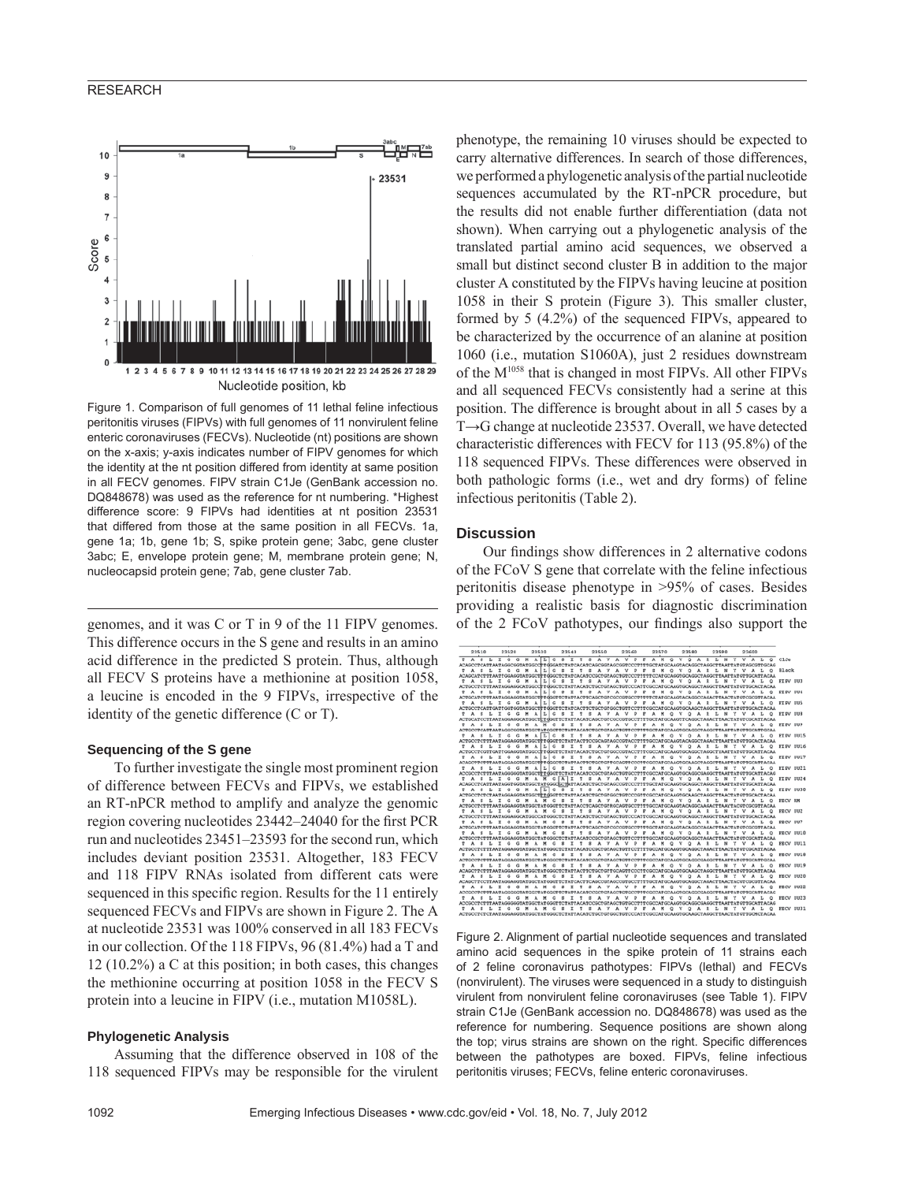Figure 1. Comparison of full genomes of 11 lethal feline infectious peritonitis viruses (FIPVs) with full genomes of 11 nonvirulent feline enteric coronaviruses (FECVs). Nucleotide (nt) positions are shown on the x-axis; y-axis indicates number of FIPV genomes for which the identity at the nt position differed from identity at same position in all FECV genomes. FIPV strain C1Je (GenBank accession no. DQ848678) was used as the reference for nt numbering. *Highest difference score: 9 FIPVs had identities at nt position 23531 that differed from those at the same position in all FECVs. 1a, gene 1a; 1b, gene 1b; S, spike protein gene; 3abc, gene cluster 3abc; E, envelope protein gene; M, membrane protein gene; N, nucleocapsid protein gene; 7ab, gene cluster 7ab.

genomes, and it was C or T in 9 of the 11 FIPV genomes. This difference occurs in the S gene and results in an amino acid difference in the predicted S protein. Thus, although all FECV S proteins have a methionine at position 1058, a leucine is encoded in the 9 FIPVs, irrespective of the identity of the genetic difference (C or T).

### Sequencing of the S gene

To further investigate the single most prominent region of difference between FECVs and FIPVs, we established an RT-nPCR method to amplify and analyze the genomic region covering nucleotides 23442–24040 for the first PCR run and nucleotides 23451–23593 for the second run, which includes deviant position 23531. Altogether, 183 FECV and 118 FIPV RNAs isolated from different cats were sequenced in this specific region. Results for the 11 entirely sequenced FECVs and FIPVs are shown in Figure 2. The A at nucleotide 23531 was 100% conserved in all 183 FECVs in our collection. Of the 118 FIPVs, 96 (81.4%) had a T and 12 (10.2%) a C at this position; in both cases, this changes the methionine occurring at position 1058 in the FECV S protein into a leucine in FIPV (i.e., mutation M1058L).

### Phylogenetic Analysis

Assuming that the difference observed in 108 of the 118 sequenced FIPVs may be responsible for the virulent phenotype, the remaining 10 viruses should be expected to carry alternative differences. In search of those differences, we performed a phylogenetic analysis of the partial nucleotide sequences accumulated by the RT-nPCR procedure, but the results did not enable further differentiation (data not shown). When carrying out a phylogenetic analysis of the translated partial amino acid sequences, we observed a small but distinct second cluster B in addition to the major cluster A constituted by the FIPVs having leucine at position 1058 in their S protein (Figure 3). This smaller cluster, formed by 5 (4.2%) of the sequenced FIPVs, appeared to be characterized by the occurrence of an alanine at position 1060 (i.e., mutation S1060A), just 2 residues downstream of the M[1058] that is changed in most FIPVs. All other FIPVs and all sequenced FECVs consistently had a serine at this position. The difference is brought about in all 5 cases by a T→G change at nucleotide 23537. Overall, we have detected characteristic differences with FECV for 113 (95.8%) of the 118 sequenced FIPVs. These differences were observed in both pathologic forms (i.e., wet and dry forms) of feline infectious peritonitis (Table 2).

## Discussion

Our findings show differences in 2 alternative codons of the FCoV S gene that correlate with the feline infectious peritonitis disease phenotype in >95% of cases. Besides providing a realistic basis for diagnostic discrimination of the 2 FCoV pathotypes, our findings also support the

Figure 2. Alignment of partial nucleotide sequences and translated amino acid sequences in the spike protein of 11 strains each of 2 feline coronavirus pathotypes: FIPVs (lethal) and FECVs (nonvirulent). The viruses were sequenced in a study to distinguish virulent from nonvirulent feline coronaviruses (see Table 1). FIPV strain C1Je (GenBank accession no. DQ848678) was used as the reference for numbering. Sequence positions are shown along the top; virus strains are shown on the right. Specific differences between the pathotypes are boxed. FIPVs, feline infectious peritonitis viruses; FECVs, feline enteric coronaviruses.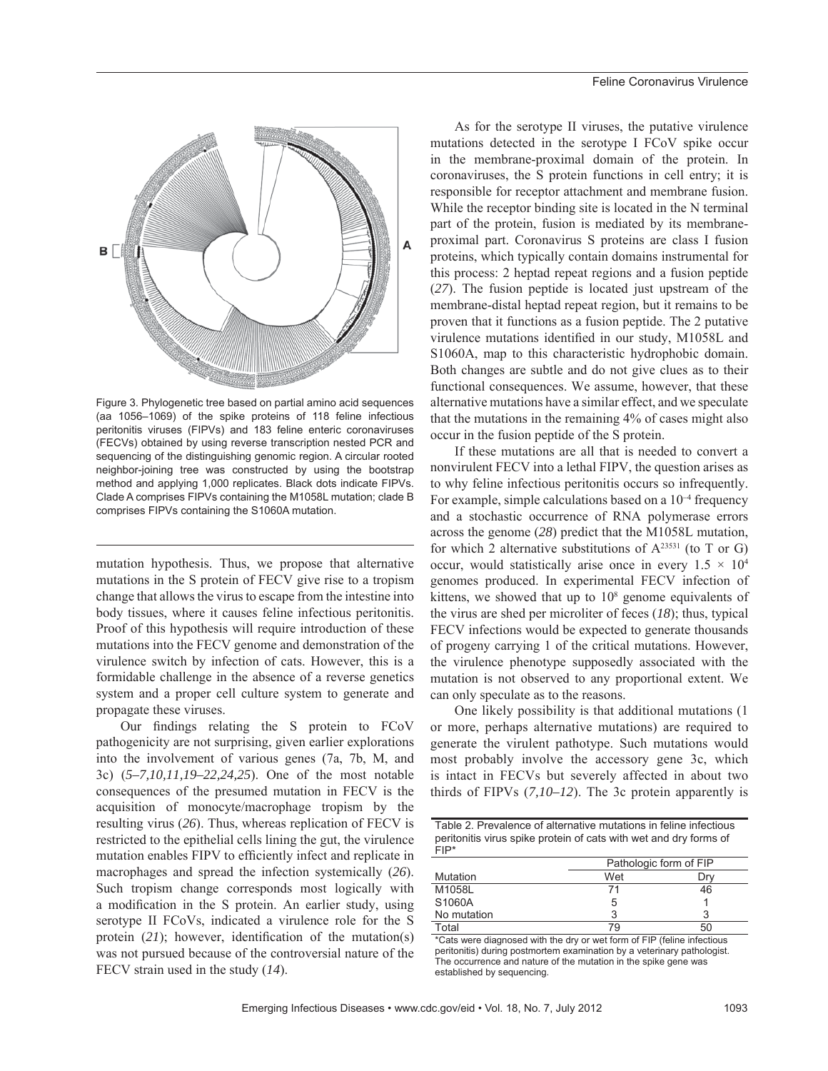Figure 3. Phylogenetic tree based on partial amino acid sequences (aa 1056–1069) of the spike proteins of 118 feline infectious peritonitis viruses (FIPVs) and 183 feline enteric coronaviruses (FECVs) obtained by using reverse transcription nested PCR and sequencing of the distinguishing genomic region. A circular rooted neighbor-joining tree was constructed by using the bootstrap method and applying 1,000 replicates. Black dots indicate FIPVs. Clade A comprises FIPVs containing the M1058L mutation; clade B comprises FIPVs containing the S1060A mutation.

mutation hypothesis. Thus, we propose that alternative mutations in the S protein of FECV give rise to a tropism change that allows the virus to escape from the intestine into body tissues, where it causes feline infectious peritonitis. Proof of this hypothesis will require introduction of these mutations into the FECV genome and demonstration of the virulence switch by infection of cats. However, this is a formidable challenge in the absence of a reverse genetics system and a proper cell culture system to generate and propagate these viruses.

Our findings relating the S protein to FCoV pathogenicity are not surprising, given earlier explorations into the involvement of various genes (7a, 7b, M, and 3c) (*5–7,10,11,19–22,24,25*). One of the most notable consequences of the presumed mutation in FECV is the acquisition of monocyte/macrophage tropism by the resulting virus (*26*). Thus, whereas replication of FECV is restricted to the epithelial cells lining the gut, the virulence mutation enables FIPV to efficiently infect and replicate in macrophages and spread the infection systemically (*26*). Such tropism change corresponds most logically with a modification in the S protein. An earlier study, using serotype II FCoVs, indicated a virulence role for the S protein (*21*); however, identification of the mutation(s) was not pursued because of the controversial nature of the FECV strain used in the study (*14*).

As for the serotype II viruses, the putative virulence mutations detected in the serotype I FCoV spike occur in the membrane-proximal domain of the protein. In coronaviruses, the S protein functions in cell entry; it is responsible for receptor attachment and membrane fusion. While the receptor binding site is located in the N terminal part of the protein, fusion is mediated by its membrane-proximal part. Coronavirus S proteins are class I fusion proteins, which typically contain domains instrumental for this process: 2 heptad repeat regions and a fusion peptide (*27*). The fusion peptide is located just upstream of the membrane-distal heptad repeat region, but it remains to be proven that it functions as a fusion peptide. The 2 putative virulence mutations identified in our study, M1058L and S1060A, map to this characteristic hydrophobic domain. Both changes are subtle and do not give clues as to their functional consequences. We assume, however, that these alternative mutations have a similar effect, and we speculate that the mutations in the remaining 4% of cases might also occur in the fusion peptide of the S protein.

If these mutations are all that is needed to convert a nonvirulent FECV into a lethal FIPV, the question arises as to why feline infectious peritonitis occurs so infrequently. For example, simple calculations based on a $10^{-4}$ frequency and a stochastic occurrence of RNA polymerase errors across the genome (*28*) predict that the M1058L mutation, for which 2 alternative substitutions of $A^{23531}$ (to T or G) occur, would statistically arise once in every $1.5 \times 10^4$ genomes produced. In experimental FECV infection of kittens, we showed that up to $10^8$ genome equivalents of the virus are shed per microliter of feces (*18*); thus, typical FECV infections would be expected to generate thousands of progeny carrying 1 of the critical mutations. However, the virulence phenotype supposedly associated with the mutation is not observed to any proportional extent. We can only speculate as to the reasons.

One likely possibility is that additional mutations (1 or more, perhaps alternative mutations) are required to generate the virulent pathotype. Such mutations would most probably involve the accessory gene 3c, which is intact in FECVs but severely affected in about two thirds of FIPVs (*7,10–12*). The 3c protein apparently is

Table 2. Prevalence of alternative mutations in feline infectious peritonitis virus spike protein of cats with wet and dry forms of FIP*

| Mutation | Pathologic form of FIP | |
|---|---|---|
| | Wet | Dry |
| M1058L | 71 | 46 |
| S1060A | 5 | 1 |
| No mutation | 3 | 3 |
| Total | 79 | 50 |

*Cats were diagnosed with the dry or wet form of FIP (feline infectious peritonitis) during postmortem examination by a veterinary pathologist. The occurrence and nature of the mutation in the spike gene was established by sequencing.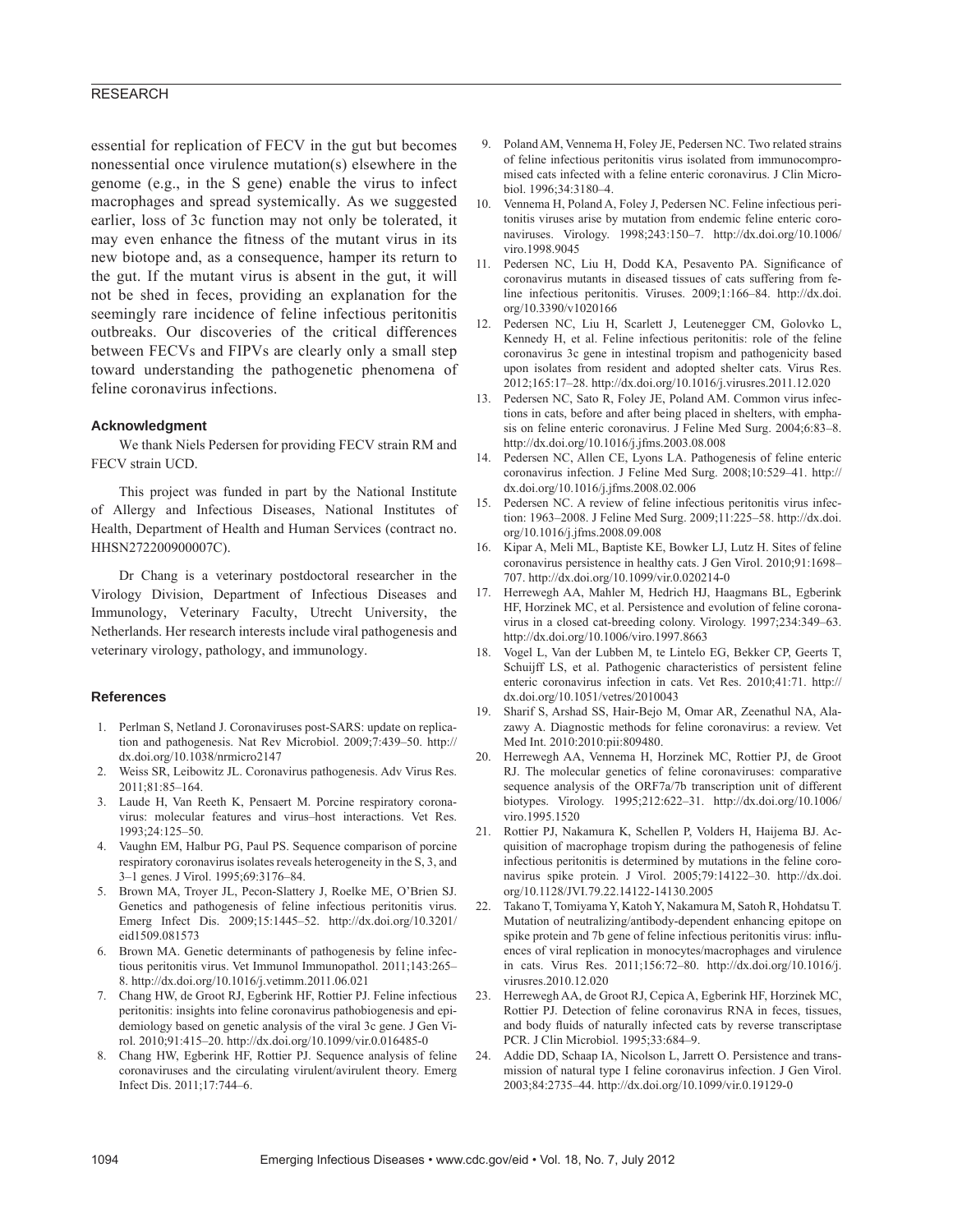essential for replication of FECV in the gut but becomes nonessential once virulence mutation(s) elsewhere in the genome (e.g., in the S gene) enable the virus to infect macrophages and spread systemically. As we suggested earlier, loss of 3c function may not only be tolerated, it may even enhance the fitness of the mutant virus in its new biotope and, as a consequence, hamper its return to the gut. If the mutant virus is absent in the gut, it will not be shed in feces, providing an explanation for the seemingly rare incidence of feline infectious peritonitis outbreaks. Our discoveries of the critical differences between FECVs and FIPVs are clearly only a small step toward understanding the pathogenetic phenomena of feline coronavirus infections.

### Acknowledgment

We thank Niels Pedersen for providing FECV strain RM and FECV strain UCD.

This project was funded in part by the National Institute of Allergy and Infectious Diseases, National Institutes of Health, Department of Health and Human Services (contract no. HHSN272200900007C).

Dr Chang is a veterinary postdoctoral researcher in the Virology Division, Department of Infectious Diseases and Immunology, Veterinary Faculty, Utrecht University, the Netherlands. Her research interests include viral pathogenesis and veterinary virology, pathology, and immunology.

### References

1. Perlman S, Netland J. Coronaviruses post-SARS: update on replication and pathogenesis. Nat Rev Microbiol. 2009;7:439–50. http://dx.doi.org/10.1038/nrmicro2147
2. Weiss SR, Leibowitz JL. Coronavirus pathogenesis. Adv Virus Res. 2011;81:85–164.
3. Laude H, Van Reeth K, Pensaert M. Porcine respiratory coronavirus: molecular features and virus–host interactions. Vet Res. 1993;24:125–50.
4. Vaughn EM, Halbur PG, Paul PS. Sequence comparison of porcine respiratory coronavirus isolates reveals heterogeneity in the S, 3, and 3–1 genes. J Virol. 1995;69:3176–84.
5. Brown MA, Troyer JL, Pecon-Slattery J, Roelke ME, O'Brien SJ. Genetics and pathogenesis of feline infectious peritonitis virus. Emerg Infect Dis. 2009;15:1445–52. http://dx.doi.org/10.3201/eid1509.081573
6. Brown MA. Genetic determinants of pathogenesis by feline infectious peritonitis virus. Vet Immunol Immunopathol. 2011;143:265–8. http://dx.doi.org/10.1016/j.vetimm.2011.06.021
7. Chang HW, de Groot RJ, Egberink HF, Rottier PJ. Feline infectious peritonitis: insights into feline coronavirus pathobiogenesis and epidemiology based on genetic analysis of the viral 3c gene. J Gen Virol. 2010;91:415–20. http://dx.doi.org/10.1099/vir.0.016485-0
8. Chang HW, Egberink HF, Rottier PJ. Sequence analysis of feline coronaviruses and the circulating virulent/avirulent theory. Emerg Infect Dis. 2011;17:744–6.
9. Poland AM, Vennema H, Foley JE, Pedersen NC. Two related strains of feline infectious peritonitis virus isolated from immunocompromised cats infected with a feline enteric coronavirus. J Clin Microbiol. 1996;34:3180–4.
10. Vennema H, Poland A, Foley J, Pedersen NC. Feline infectious peritonitis viruses arise by mutation from endemic feline enteric coronaviruses. Virology. 1998;243:150–7. http://dx.doi.org/10.1006/viro.1998.9045
11. Pedersen NC, Liu H, Dodd KA, Pesavento PA. Significance of coronavirus mutants in diseased tissues of cats suffering from feline infectious peritonitis. Viruses. 2009;1:166–84. http://dx.doi.org/10.3390/v1020166
12. Pedersen NC, Liu H, Scarlett J, Leutenegger CM, Golovko L, Kennedy H, et al. Feline infectious peritonitis: role of the feline coronavirus 3c gene in intestinal tropism and pathogenicity based upon isolates from resident and adopted shelter cats. Virus Res. 2012;165:17–28. http://dx.doi.org/10.1016/j.virusres.2011.12.020
13. Pedersen NC, Sato R, Foley JE, Poland AM. Common virus infections in cats, before and after being placed in shelters, with emphasis on feline enteric coronavirus. J Feline Med Surg. 2004;6:83–8. http://dx.doi.org/10.1016/j.jfms.2003.08.008
14. Pedersen NC, Allen CE, Lyons LA. Pathogenesis of feline enteric coronavirus infection. J Feline Med Surg. 2008;10:529–41. http://dx.doi.org/10.1016/j.jfms.2008.02.006
15. Pedersen NC. A review of feline infectious peritonitis virus infection: 1963–2008. J Feline Med Surg. 2009;11:225–58. http://dx.doi.org/10.1016/j.jfms.2008.09.008
16. Kipar A, Meli ML, Baptiste KE, Bowker LJ, Lutz H. Sites of feline coronavirus persistence in healthy cats. J Gen Virol. 2010;91:1698–707. http://dx.doi.org/10.1099/vir.0.020214-0
17. Herrewegh AA, Mahler M, Hedrich HJ, Haagmans BL, Egberink HF, Horzinek MC, et al. Persistence and evolution of feline coronavirus in a closed cat-breeding colony. Virology. 1997;234:349–63. http://dx.doi.org/10.1006/viro.1997.8663
18. Vogel L, Van der Lubben M, te Lintelo EG, Bekker CP, Geerts T, Schuijff LS, et al. Pathogenic characteristics of persistent feline enteric coronavirus infection in cats. Vet Res. 2010;41:71. http://dx.doi.org/10.1051/vetres/2010043
19. Sharif S, Arshad SS, Hair-Bejo M, Omar AR, Zeenathul NA, Alazawy A. Diagnostic methods for feline coronavirus: a review. Vet Med Int. 2010:2010:pii:809480.
20. Herrewegh AA, Vennema H, Horzinek MC, Rottier PJ, de Groot RJ. The molecular genetics of feline coronaviruses: comparative sequence analysis of the ORF7a/7b transcription unit of different biotypes. Virology. 1995;212:622–31. http://dx.doi.org/10.1006/viro.1995.1520
21. Rottier PJ, Nakamura K, Schellen P, Volders H, Haijema BJ. Acquisition of macrophage tropism during the pathogenesis of feline infectious peritonitis is determined by mutations in the feline coronavirus spike protein. J Virol. 2005;79:14122–30. http://dx.doi.org/10.1128/JVI.79.22.14122-14130.2005
22. Takano T, Tomiyama Y, Katoh Y, Nakamura M, Satoh R, Hohdatsu T. Mutation of neutralizing/antibody-dependent enhancing epitope on spike protein and 7b gene of feline infectious peritonitis virus: influences of viral replication in monocytes/macrophages and virulence in cats. Virus Res. 2011;156:72–80. http://dx.doi.org/10.1016/j.virusres.2010.12.020
23. Herrewegh AA, de Groot RJ, Cepica A, Egberink HF, Horzinek MC, Rottier PJ. Detection of feline coronavirus RNA in feces, tissues, and body fluids of naturally infected cats by reverse transcriptase PCR. J Clin Microbiol. 1995;33:684–9.
24. Addie DD, Schaap IA, Nicolson L, Jarrett O. Persistence and transmission of natural type I feline coronavirus infection. J Gen Virol. 2003;84:2735–44. http://dx.doi.org/10.1099/vir.0.19129-0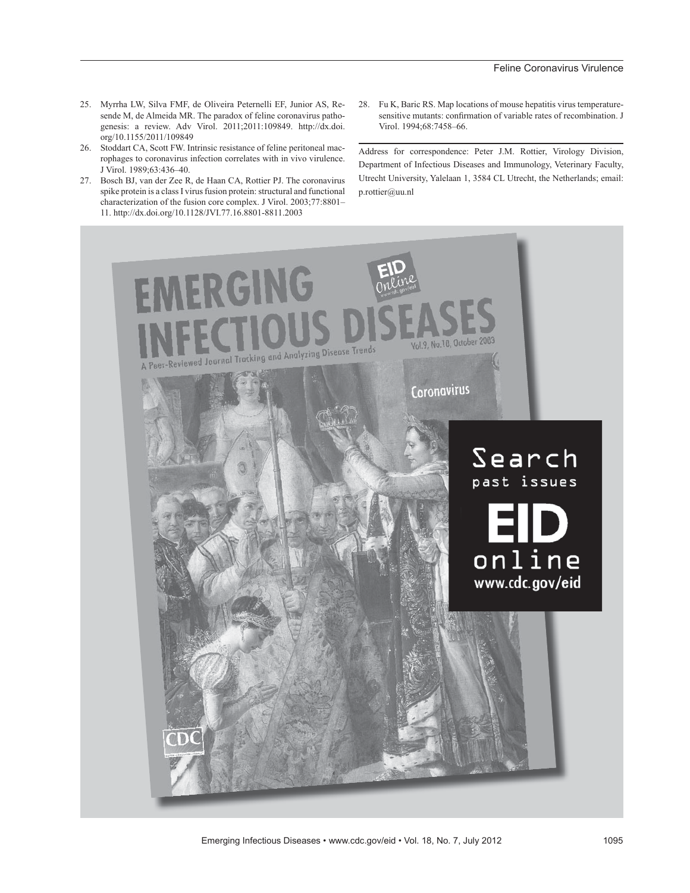25. Myrrha LW, Silva FMF, de Oliveira Peternelli EF, Junior AS, Resende M, de Almeida MR. The paradox of feline coronavirus pathogenesis: a review. Adv Virol. 2011;2011:109849. http://dx.doi.org/10.1155/2011/109849
26. Stoddart CA, Scott FW. Intrinsic resistance of feline peritoneal macrophages to coronavirus infection correlates with in vivo virulence. J Virol. 1989;63:436–40.
27. Bosch BJ, van der Zee R, de Haan CA, Rottier PJ. The coronavirus spike protein is a class I virus fusion protein: structural and functional characterization of the fusion core complex. J Virol. 2003;77:8801–11. http://dx.doi.org/10.1128/JVI.77.16.8801-8811.2003
28. Fu K, Baric RS. Map locations of mouse hepatitis virus temperature-sensitive mutants: confirmation of variable rates of recombination. J Virol. 1994;68:7458–66.

Address for correspondence: Peter J.M. Rottier, Virology Division, Department of Infectious Diseases and Immunology, Veterinary Faculty, Utrecht University, Yalelaan 1, 3584 CL Utrecht, the Netherlands; email: p.rottier@uu.nl

EMERGING INFECTIOUS DISEASES

A Peer-Reviewed Journal Tracking and Analyzing Disease Trends

Vol.9, No.10, October 2003

Coronavirus

Search past issues

EID online

www.cdc.gov/eid